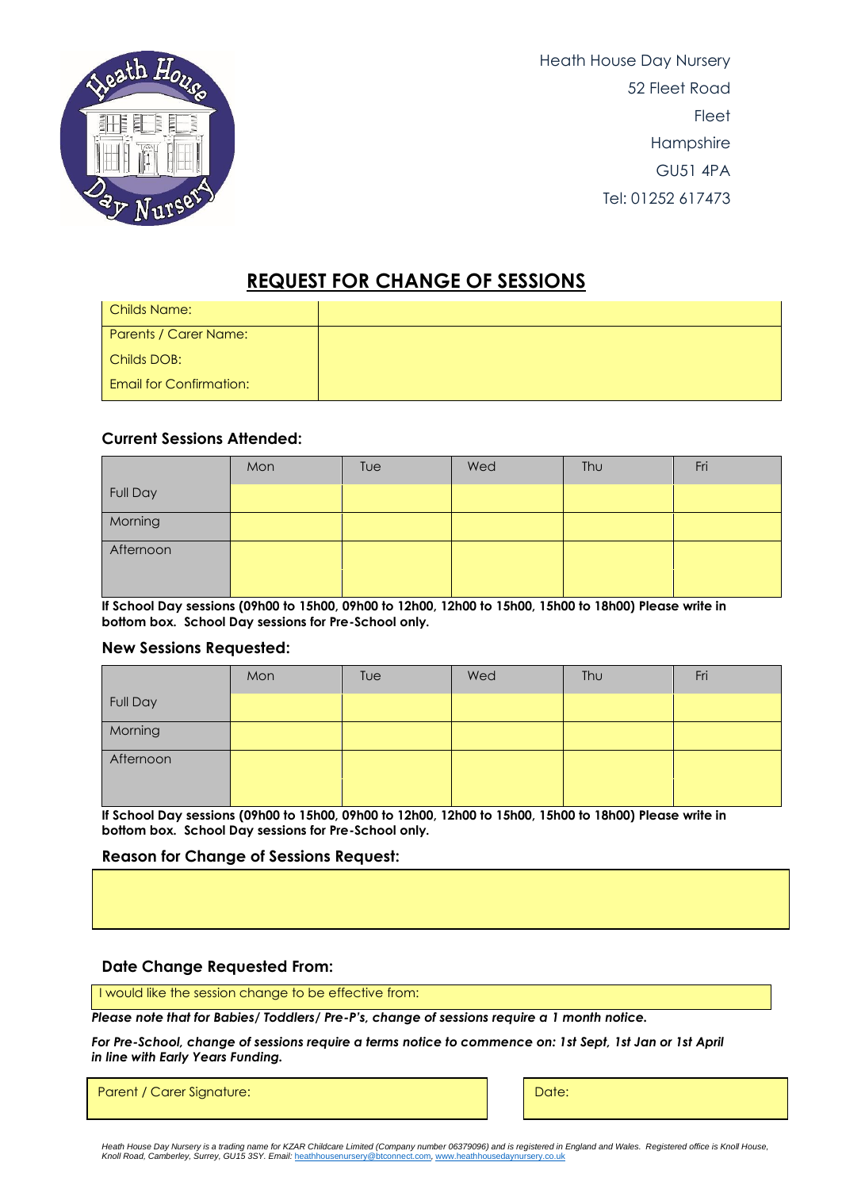Heath House Day Nursery
52 Fleet Road
Fleet
Hampshire
GU51 4PA
Tel: 01252 617473

# REQUEST FOR CHANGE OF SESSIONS

| Childs Name: | |
|---|---|
| Parents / Carer Name: | |
| Childs DOB: | |
| Email for Confirmation: | |

### Current Sessions Attended:

| | Mon | Tue | Wed | Thu | Fri |
|---|---|---|---|---|---|
| Full Day | | | | | |
| Morning | | | | | |
| Afternoon | | | | | |
| | | | | | |

**If School Day sessions (09h00 to 15h00, 09h00 to 12h00, 12h00 to 15h00, 15h00 to 18h00) Please write in bottom box. School Day sessions for Pre-School only.**

### New Sessions Requested:

| | Mon | Tue | Wed | Thu | Fri |
|---|---|---|---|---|---|
| Full Day | | | | | |
| Morning | | | | | |
| Afternoon | | | | | |
| | | | | | |

**If School Day sessions (09h00 to 15h00, 09h00 to 12h00, 12h00 to 15h00, 15h00 to 18h00) Please write in bottom box. School Day sessions for Pre-School only.**

### Reason for Change of Sessions Request:

### Date Change Requested From:

I would like the session change to be effective from:

***Please note that for Babies/ Toddlers/ Pre-P's, change of sessions require a 1 month notice.***

***For Pre-School, change of sessions require a terms notice to commence on: 1st Sept, 1st Jan or 1st April in line with Early Years Funding.***

| Parent / Carer Signature: | Date: |
|---|---|

*Heath House Day Nursery is a trading name for KZAR Childcare Limited (Company number 06379096) and is registered in England and Wales. Registered office is Knoll House, Knoll Road, Camberley, Surrey, GU15 3SY. Email:* heathhousenursery@btconnect.com, www.heathhousedaynursery.co.uk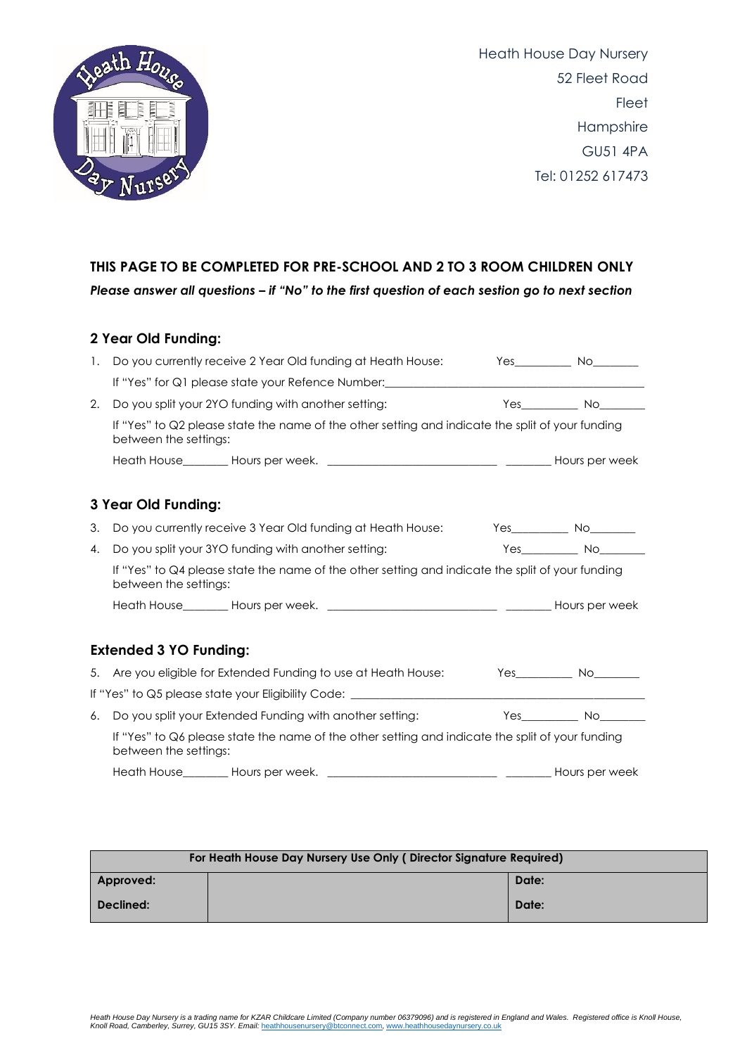Heath House Day Nursery
52 Fleet Road
Fleet
Hampshire
GU51 4PA
Tel: 01252 617473

**THIS PAGE TO BE COMPLETED FOR PRE-SCHOOL AND 2 TO 3 ROOM CHILDREN ONLY**

***Please answer all questions – if "No" to the first question of each sestion go to next section***

## 2 Year Old Funding:

1. Do you currently receive 2 Year Old funding at Heath House: Yes__________ No________

   If "Yes" for Q1 please state your Refence Number:_____________________________________________

2. Do you split your 2YO funding with another setting: Yes__________ No________

   If "Yes" to Q2 please state the name of the other setting and indicate the split of your funding between the settings:

   Heath House________ Hours per week. ____________________________ ________ Hours per week

## 3 Year Old Funding:

3. Do you currently receive 3 Year Old funding at Heath House: Yes__________ No________

4. Do you split your 3YO funding with another setting: Yes__________ No________

   If "Yes" to Q4 please state the name of the other setting and indicate the split of your funding between the settings:

   Heath House________ Hours per week. ____________________________ ________ Hours per week

## Extended 3 YO Funding:

5. Are you eligible for Extended Funding to use at Heath House: Yes__________ No________

If "Yes" to Q5 please state your Eligibility Code: _____________________________________________

6. Do you split your Extended Funding with another setting: Yes__________ No________

   If "Yes" to Q6 please state the name of the other setting and indicate the split of your funding between the settings:

   Heath House________ Hours per week. ____________________________ ________ Hours per week

| For Heath House Day Nursery Use Only ( Director Signature Required) | | |
|---|---|---|
| **Approved:** | | **Date:** |
| **Declined:** | | **Date:** |

*Heath House Day Nursery is a trading name for KZAR Childcare Limited (Company number 06379096) and is registered in England and Wales. Registered office is Knoll House, Knoll Road, Camberley, Surrey, GU15 3SY. Email:* heathhousenursery@btconnect.com, www.heathhousedaynursery.co.uk